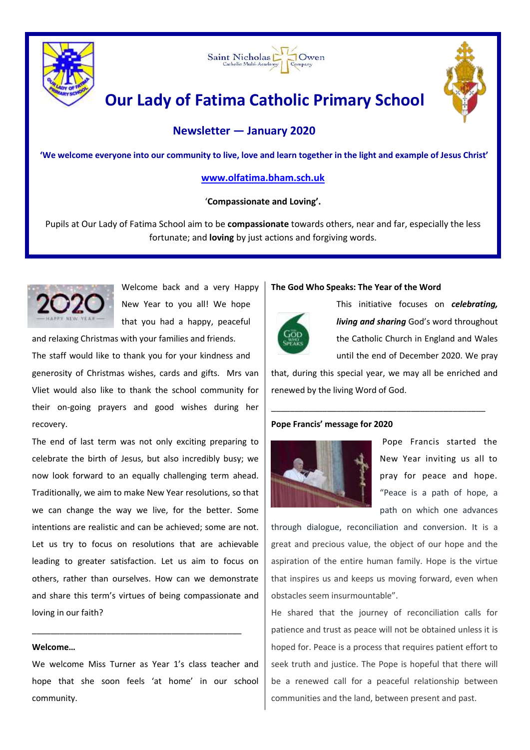# Our Lady of Fatima Catholic Primary School

## Newsletter — January 2020

**'We welcome everyone into our community to live, love and learn together in the light and example of Jesus Christ'**

**www.olfatima.bham.sch.uk**

'**Compassionate and Loving'.**

Pupils at Our Lady of Fatima School aim to be **compassionate** towards others, near and far, especially the less fortunate; and **loving** by just actions and forgiving words.

Welcome back and a very Happy New Year to you all! We hope that you had a happy, peaceful and relaxing Christmas with your families and friends.

The staff would like to thank you for your kindness and generosity of Christmas wishes, cards and gifts. Mrs van Vliet would also like to thank the school community for their on-going prayers and good wishes during her recovery.

The end of last term was not only exciting preparing to celebrate the birth of Jesus, but also incredibly busy; we now look forward to an equally challenging term ahead. Traditionally, we aim to make New Year resolutions, so that we can change the way we live, for the better. Some intentions are realistic and can be achieved; some are not. Let us try to focus on resolutions that are achievable leading to greater satisfaction. Let us aim to focus on others, rather than ourselves. How can we demonstrate and share this term's virtues of being compassionate and loving in our faith?

---

**Welcome…**

We welcome Miss Turner as Year 1's class teacher and hope that she soon feels 'at home' in our school community.

**The God Who Speaks: The Year of the Word**

This initiative focuses on ***celebrating, living and sharing*** God's word throughout the Catholic Church in England and Wales until the end of December 2020. We pray that, during this special year, we may all be enriched and renewed by the living Word of God.

---

**Pope Francis' message for 2020**

Pope Francis started the New Year inviting us all to pray for peace and hope. "Peace is a path of hope, a path on which one advances through dialogue, reconciliation and conversion. It is a great and precious value, the object of our hope and the aspiration of the entire human family. Hope is the virtue that inspires us and keeps us moving forward, even when obstacles seem insurmountable".

He shared that the journey of reconciliation calls for patience and trust as peace will not be obtained unless it is hoped for. Peace is a process that requires patient effort to seek truth and justice. The Pope is hopeful that there will be a renewed call for a peaceful relationship between communities and the land, between present and past.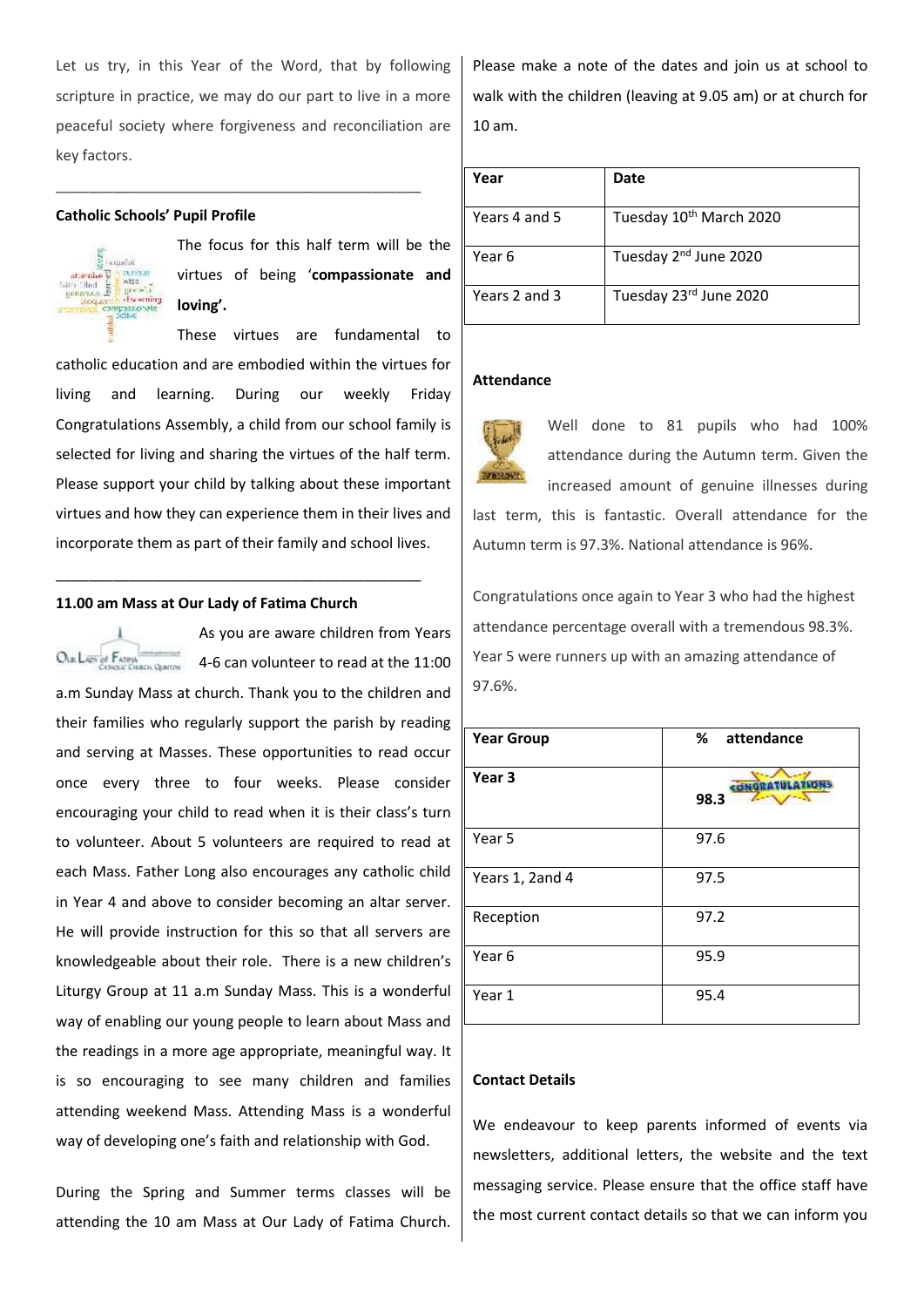Let us try, in this Year of the Word, that by following scripture in practice, we may do our part to live in a more peaceful society where forgiveness and reconciliation are key factors.

---

**Catholic Schools' Pupil Profile**

The focus for this half term will be the virtues of being '**compassionate and loving'.**

These virtues are fundamental to catholic education and are embodied within the virtues for living and learning. During our weekly Friday Congratulations Assembly, a child from our school family is selected for living and sharing the virtues of the half term. Please support your child by talking about these important virtues and how they can experience them in their lives and incorporate them as part of their family and school lives.

---

**11.00 am Mass at Our Lady of Fatima Church**

As you are aware children from Years 4-6 can volunteer to read at the 11:00 a.m Sunday Mass at church. Thank you to the children and their families who regularly support the parish by reading and serving at Masses. These opportunities to read occur once every three to four weeks. Please consider encouraging your child to read when it is their class's turn to volunteer. About 5 volunteers are required to read at each Mass. Father Long also encourages any catholic child in Year 4 and above to consider becoming an altar server. He will provide instruction for this so that all servers are knowledgeable about their role. There is a new children's Liturgy Group at 11 a.m Sunday Mass. This is a wonderful way of enabling our young people to learn about Mass and the readings in a more age appropriate, meaningful way. It is so encouraging to see many children and families attending weekend Mass. Attending Mass is a wonderful way of developing one's faith and relationship with God.

During the Spring and Summer terms classes will be attending the 10 am Mass at Our Lady of Fatima Church. Please make a note of the dates and join us at school to walk with the children (leaving at 9.05 am) or at church for 10 am.

| Year | Date |
|---|---|
| Years 4 and 5 | Tuesday 10th March 2020 |
| Year 6 | Tuesday 2nd June 2020 |
| Years 2 and 3 | Tuesday 23rd June 2020 |

**Attendance**

Well done to 81 pupils who had 100% attendance during the Autumn term. Given the increased amount of genuine illnesses during last term, this is fantastic. Overall attendance for the Autumn term is 97.3%. National attendance is 96%.

Congratulations once again to Year 3 who had the highest attendance percentage overall with a tremendous 98.3%. Year 5 were runners up with an amazing attendance of 97.6%.

| Year Group | % attendance |
|---|---|
| **Year 3** | **98.3** CONGRATULATIONS |
| Year 5 | 97.6 |
| Years 1, 2and 4 | 97.5 |
| Reception | 97.2 |
| Year 6 | 95.9 |
| Year 1 | 95.4 |

**Contact Details**

We endeavour to keep parents informed of events via newsletters, additional letters, the website and the text messaging service. Please ensure that the office staff have the most current contact details so that we can inform you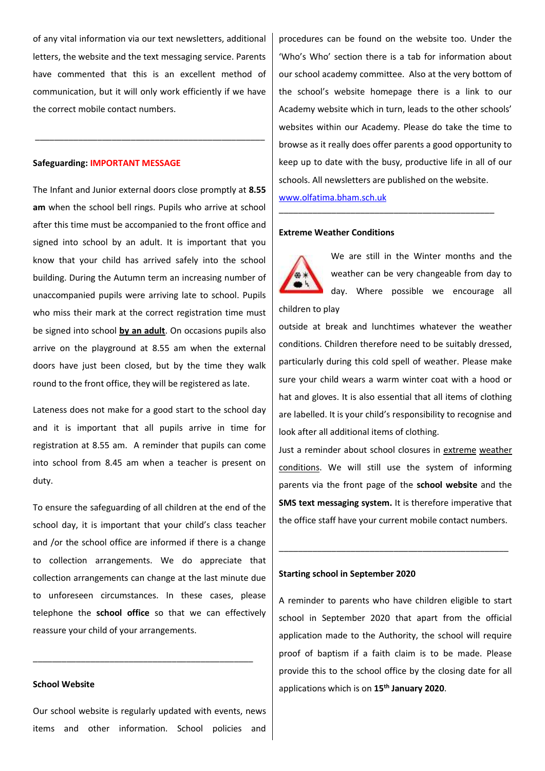of any vital information via our text newsletters, additional letters, the website and the text messaging service. Parents have commented that this is an excellent method of communication, but it will only work efficiently if we have the correct mobile contact numbers.

---

**Safeguarding: IMPORTANT MESSAGE**

The Infant and Junior external doors close promptly at **8.55 am** when the school bell rings. Pupils who arrive at school after this time must be accompanied to the front office and signed into school by an adult. It is important that you know that your child has arrived safely into the school building. During the Autumn term an increasing number of unaccompanied pupils were arriving late to school. Pupils who miss their mark at the correct registration time must be signed into school **by an adult**. On occasions pupils also arrive on the playground at 8.55 am when the external doors have just been closed, but by the time they walk round to the front office, they will be registered as late.

Lateness does not make for a good start to the school day and it is important that all pupils arrive in time for registration at 8.55 am. A reminder that pupils can come into school from 8.45 am when a teacher is present on duty.

To ensure the safeguarding of all children at the end of the school day, it is important that your child's class teacher and /or the school office are informed if there is a change to collection arrangements. We do appreciate that collection arrangements can change at the last minute due to unforeseen circumstances. In these cases, please telephone the **school office** so that we can effectively reassure your child of your arrangements.

---

**School Website**

Our school website is regularly updated with events, news items and other information. School policies and procedures can be found on the website too. Under the 'Who's Who' section there is a tab for information about our school academy committee. Also at the very bottom of the school's website homepage there is a link to our Academy website which in turn, leads to the other schools' websites within our Academy. Please do take the time to browse as it really does offer parents a good opportunity to keep up to date with the busy, productive life in all of our schools. All newsletters are published on the website.

www.olfatima.bham.sch.uk

---

**Extreme Weather Conditions**

We are still in the Winter months and the weather can be very changeable from day to day. Where possible we encourage all children to play outside at break and lunchtimes whatever the weather conditions. Children therefore need to be suitably dressed, particularly during this cold spell of weather. Please make sure your child wears a warm winter coat with a hood or hat and gloves. It is also essential that all items of clothing are labelled. It is your child's responsibility to recognise and look after all additional items of clothing.

Just a reminder about school closures in extreme weather conditions. We will still use the system of informing parents via the front page of the **school website** and the **SMS text messaging system.** It is therefore imperative that the office staff have your current mobile contact numbers.

---

**Starting school in September 2020**

A reminder to parents who have children eligible to start school in September 2020 that apart from the official application made to the Authority, the school will require proof of baptism if a faith claim is to be made. Please provide this to the school office by the closing date for all applications which is on **15th January 2020**.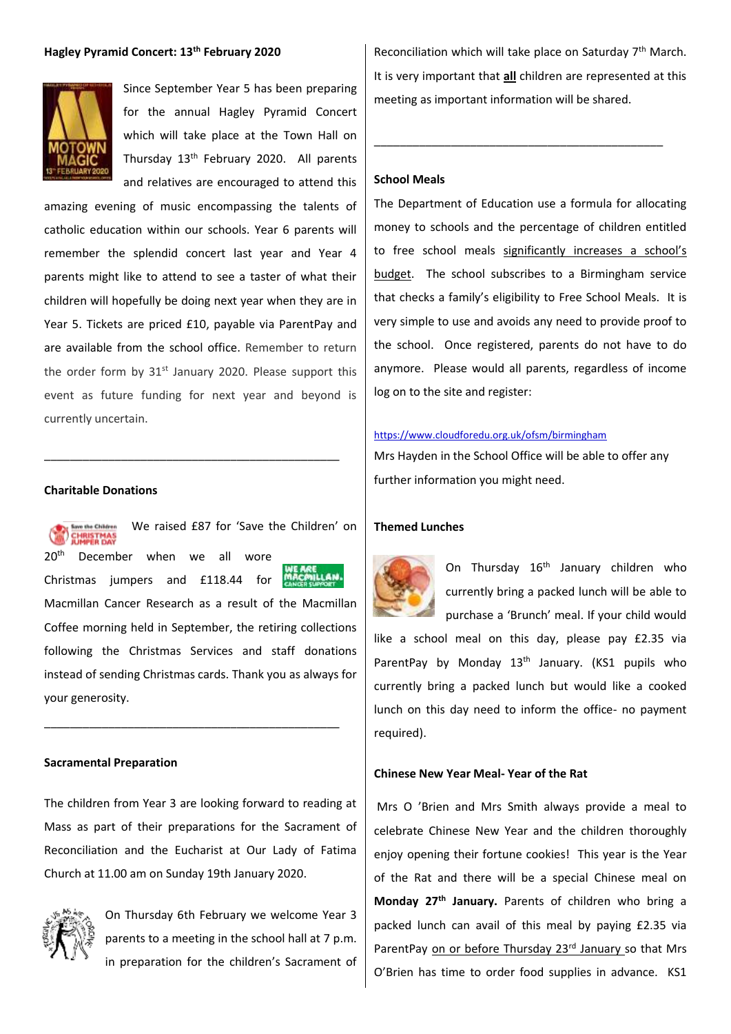### Hagley Pyramid Concert: 13th February 2020

Since September Year 5 has been preparing for the annual Hagley Pyramid Concert which will take place at the Town Hall on Thursday 13th February 2020. All parents and relatives are encouraged to attend this amazing evening of music encompassing the talents of catholic education within our schools. Year 6 parents will remember the splendid concert last year and Year 4 parents might like to attend to see a taster of what their children will hopefully be doing next year when they are in Year 5. Tickets are priced £10, payable via ParentPay and are available from the school office. Remember to return the order form by 31st January 2020. Please support this event as future funding for next year and beyond is currently uncertain.

---

### Charitable Donations

We raised £87 for 'Save the Children' on 20th December when we all wore Christmas jumpers and £118.44 for Macmillan Cancer Research as a result of the Macmillan Coffee morning held in September, the retiring collections following the Christmas Services and staff donations instead of sending Christmas cards. Thank you as always for your generosity.

---

### Sacramental Preparation

The children from Year 3 are looking forward to reading at Mass as part of their preparations for the Sacrament of Reconciliation and the Eucharist at Our Lady of Fatima Church at 11.00 am on Sunday 19th January 2020.

On Thursday 6th February we welcome Year 3 parents to a meeting in the school hall at 7 p.m. in preparation for the children's Sacrament of Reconciliation which will take place on Saturday 7th March. It is very important that **all** children are represented at this meeting as important information will be shared.

---

### School Meals

The Department of Education use a formula for allocating money to schools and the percentage of children entitled to free school meals significantly increases a school's budget. The school subscribes to a Birmingham service that checks a family's eligibility to Free School Meals. It is very simple to use and avoids any need to provide proof to the school. Once registered, parents do not have to do anymore. Please would all parents, regardless of income log on to the site and register:

https://www.cloudforedu.org.uk/ofsm/birmingham

Mrs Hayden in the School Office will be able to offer any further information you might need.

### Themed Lunches

On Thursday 16th January children who currently bring a packed lunch will be able to purchase a 'Brunch' meal. If your child would like a school meal on this day, please pay £2.35 via ParentPay by Monday 13th January. (KS1 pupils who currently bring a packed lunch but would like a cooked lunch on this day need to inform the office- no payment required).

### Chinese New Year Meal- Year of the Rat

Mrs O 'Brien and Mrs Smith always provide a meal to celebrate Chinese New Year and the children thoroughly enjoy opening their fortune cookies! This year is the Year of the Rat and there will be a special Chinese meal on **Monday 27th January.** Parents of children who bring a packed lunch can avail of this meal by paying £2.35 via ParentPay on or before Thursday 23rd January so that Mrs O'Brien has time to order food supplies in advance. KS1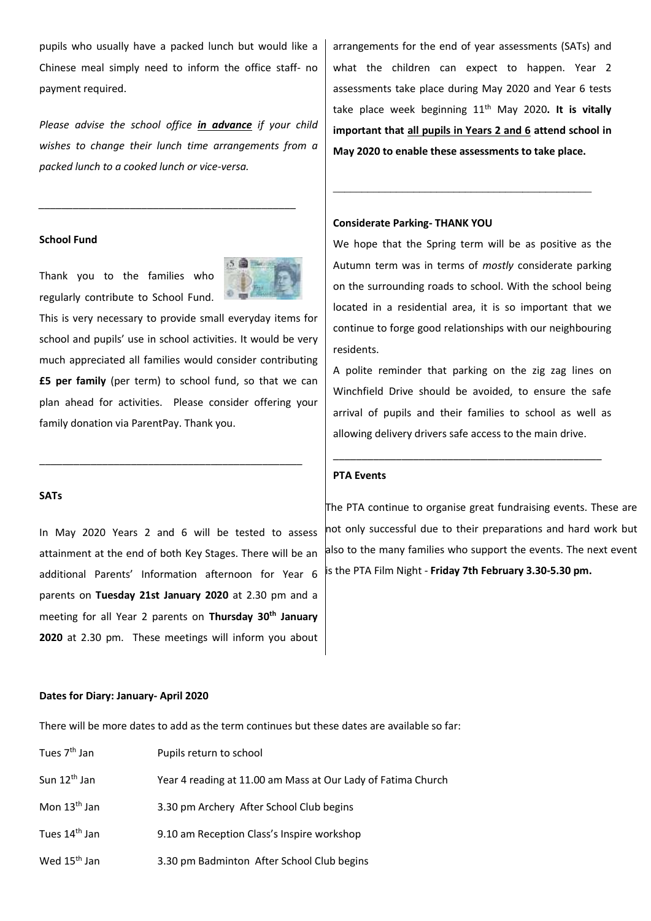pupils who usually have a packed lunch but would like a Chinese meal simply need to inform the office staff- no payment required.

*Please advise the school office **in advance** if your child wishes to change their lunch time arrangements from a packed lunch to a cooked lunch or vice-versa.*

---

**School Fund**

Thank you to the families who regularly contribute to School Fund. This is very necessary to provide small everyday items for school and pupils' use in school activities. It would be very much appreciated all families would consider contributing **£5 per family** (per term) to school fund, so that we can plan ahead for activities. Please consider offering your family donation via ParentPay. Thank you.

---

**SATs**

In May 2020 Years 2 and 6 will be tested to assess attainment at the end of both Key Stages. There will be an additional Parents' Information afternoon for Year 6 parents on **Tuesday 21st January 2020** at 2.30 pm and a meeting for all Year 2 parents on **Thursday 30th January 2020** at 2.30 pm. These meetings will inform you about arrangements for the end of year assessments (SATs) and what the children can expect to happen. Year 2 assessments take place during May 2020 and Year 6 tests take place week beginning 11th May 2020**. It is vitally important that all pupils in Years 2 and 6 attend school in May 2020 to enable these assessments to take place.**

---

**Considerate Parking- THANK YOU**

We hope that the Spring term will be as positive as the Autumn term was in terms of *mostly* considerate parking on the surrounding roads to school. With the school being located in a residential area, it is so important that we continue to forge good relationships with our neighbouring residents.

A polite reminder that parking on the zig zag lines on Winchfield Drive should be avoided, to ensure the safe arrival of pupils and their families to school as well as allowing delivery drivers safe access to the main drive.

---

**PTA Events**

The PTA continue to organise great fundraising events. These are not only successful due to their preparations and hard work but also to the many families who support the events. The next event is the PTA Film Night - **Friday 7th February 3.30-5.30 pm.**

**Dates for Diary: January- April 2020**

There will be more dates to add as the term continues but these dates are available so far:

| | |
|---|---|
| Tues 7th Jan | Pupils return to school |
| Sun 12th Jan | Year 4 reading at 11.00 am Mass at Our Lady of Fatima Church |
| Mon 13th Jan | 3.30 pm Archery After School Club begins |
| Tues 14th Jan | 9.10 am Reception Class's Inspire workshop |
| Wed 15th Jan | 3.30 pm Badminton After School Club begins |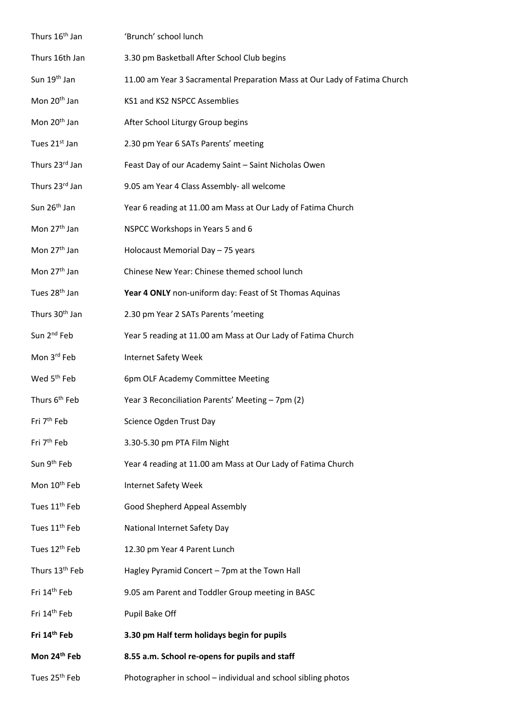| | |
|---|---|
| Thurs 16th Jan | 'Brunch' school lunch |
| Thurs 16th Jan | 3.30 pm Basketball After School Club begins |
| Sun 19th Jan | 11.00 am Year 3 Sacramental Preparation Mass at Our Lady of Fatima Church |
| Mon 20th Jan | KS1 and KS2 NSPCC Assemblies |
| Mon 20th Jan | After School Liturgy Group begins |
| Tues 21st Jan | 2.30 pm Year 6 SATs Parents' meeting |
| Thurs 23rd Jan | Feast Day of our Academy Saint – Saint Nicholas Owen |
| Thurs 23rd Jan | 9.05 am Year 4 Class Assembly- all welcome |
| Sun 26th Jan | Year 6 reading at 11.00 am Mass at Our Lady of Fatima Church |
| Mon 27th Jan | NSPCC Workshops in Years 5 and 6 |
| Mon 27th Jan | Holocaust Memorial Day – 75 years |
| Mon 27th Jan | Chinese New Year: Chinese themed school lunch |
| Tues 28th Jan | **Year 4 ONLY** non-uniform day: Feast of St Thomas Aquinas |
| Thurs 30th Jan | 2.30 pm Year 2 SATs Parents 'meeting |
| Sun 2nd Feb | Year 5 reading at 11.00 am Mass at Our Lady of Fatima Church |
| Mon 3rd Feb | Internet Safety Week |
| Wed 5th Feb | 6pm OLF Academy Committee Meeting |
| Thurs 6th Feb | Year 3 Reconciliation Parents' Meeting – 7pm (2) |
| Fri 7th Feb | Science Ogden Trust Day |
| Fri 7th Feb | 3.30-5.30 pm PTA Film Night |
| Sun 9th Feb | Year 4 reading at 11.00 am Mass at Our Lady of Fatima Church |
| Mon 10th Feb | Internet Safety Week |
| Tues 11th Feb | Good Shepherd Appeal Assembly |
| Tues 11th Feb | National Internet Safety Day |
| Tues 12th Feb | 12.30 pm Year 4 Parent Lunch |
| Thurs 13th Feb | Hagley Pyramid Concert – 7pm at the Town Hall |
| Fri 14th Feb | 9.05 am Parent and Toddler Group meeting in BASC |
| Fri 14th Feb | Pupil Bake Off |
| **Fri 14th Feb** | **3.30 pm Half term holidays begin for pupils** |
| **Mon 24th Feb** | **8.55 a.m. School re-opens for pupils and staff** |
| Tues 25th Feb | Photographer in school – individual and school sibling photos |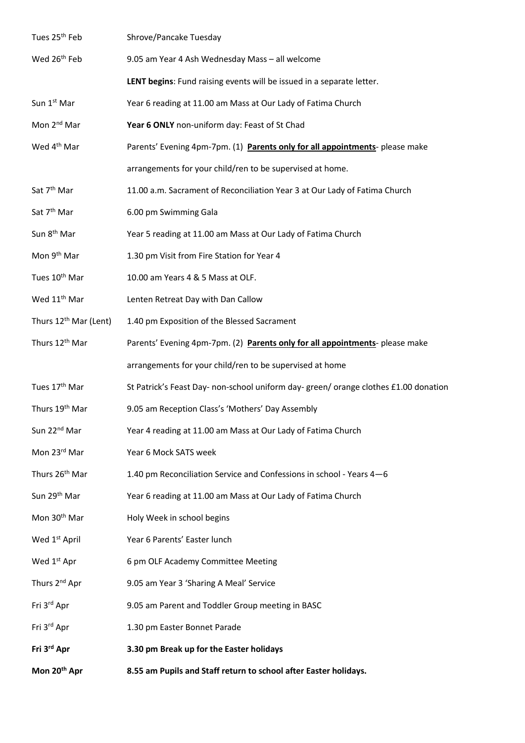| | |
|---|---|
| Tues 25th Feb | Shrove/Pancake Tuesday |
| Wed 26th Feb | 9.05 am Year 4 Ash Wednesday Mass – all welcome |
| | **LENT begins**: Fund raising events will be issued in a separate letter. |
| Sun 1st Mar | Year 6 reading at 11.00 am Mass at Our Lady of Fatima Church |
| Mon 2nd Mar | **Year 6 ONLY** non-uniform day: Feast of St Chad |
| Wed 4th Mar | Parents' Evening 4pm-7pm. (1) **Parents only for all appointments**- please make arrangements for your child/ren to be supervised at home. |
| Sat 7th Mar | 11.00 a.m. Sacrament of Reconciliation Year 3 at Our Lady of Fatima Church |
| Sat 7th Mar | 6.00 pm Swimming Gala |
| Sun 8th Mar | Year 5 reading at 11.00 am Mass at Our Lady of Fatima Church |
| Mon 9th Mar | 1.30 pm Visit from Fire Station for Year 4 |
| Tues 10th Mar | 10.00 am Years 4 & 5 Mass at OLF. |
| Wed 11th Mar | Lenten Retreat Day with Dan Callow |
| Thurs 12th Mar (Lent) | 1.40 pm Exposition of the Blessed Sacrament |
| Thurs 12th Mar | Parents' Evening 4pm-7pm. (2) **Parents only for all appointments**- please make arrangements for your child/ren to be supervised at home |
| Tues 17th Mar | St Patrick's Feast Day- non-school uniform day- green/ orange clothes £1.00 donation |
| Thurs 19th Mar | 9.05 am Reception Class's 'Mothers' Day Assembly |
| Sun 22nd Mar | Year 4 reading at 11.00 am Mass at Our Lady of Fatima Church |
| Mon 23rd Mar | Year 6 Mock SATS week |
| Thurs 26th Mar | 1.40 pm Reconciliation Service and Confessions in school - Years 4—6 |
| Sun 29th Mar | Year 6 reading at 11.00 am Mass at Our Lady of Fatima Church |
| Mon 30th Mar | Holy Week in school begins |
| Wed 1st April | Year 6 Parents' Easter lunch |
| Wed 1st Apr | 6 pm OLF Academy Committee Meeting |
| Thurs 2nd Apr | 9.05 am Year 3 'Sharing A Meal' Service |
| Fri 3rd Apr | 9.05 am Parent and Toddler Group meeting in BASC |
| Fri 3rd Apr | 1.30 pm Easter Bonnet Parade |
| **Fri 3rd Apr** | **3.30 pm Break up for the Easter holidays** |
| **Mon 20th Apr** | **8.55 am Pupils and Staff return to school after Easter holidays.** |